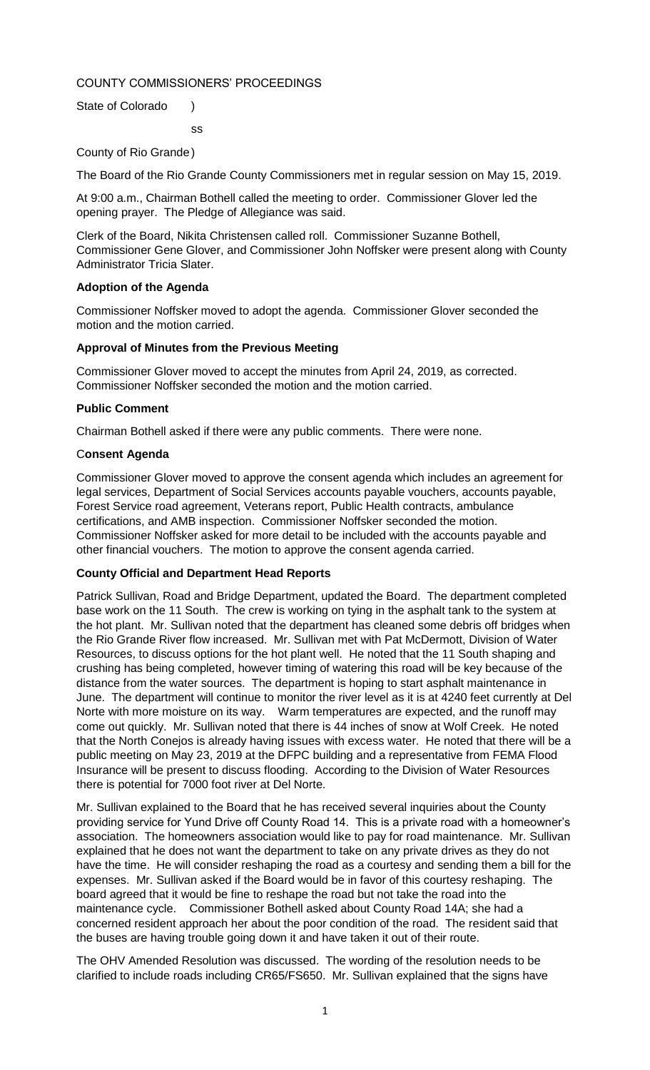COUNTY COMMISSIONERS' PROCEEDINGS

State of Colorado )

ss

County of Rio Grande)

The Board of the Rio Grande County Commissioners met in regular session on May 15, 2019.

At 9:00 a.m., Chairman Bothell called the meeting to order. Commissioner Glover led the opening prayer. The Pledge of Allegiance was said.

Clerk of the Board, Nikita Christensen called roll. Commissioner Suzanne Bothell, Commissioner Gene Glover, and Commissioner John Noffsker were present along with County Administrator Tricia Slater.

**Adoption of the Agenda**

Commissioner Noffsker moved to adopt the agenda. Commissioner Glover seconded the motion and the motion carried.

**Approval of Minutes from the Previous Meeting**

Commissioner Glover moved to accept the minutes from April 24, 2019, as corrected. Commissioner Noffsker seconded the motion and the motion carried.

**Public Comment**

Chairman Bothell asked if there were any public comments. There were none.

C**onsent Agenda**

Commissioner Glover moved to approve the consent agenda which includes an agreement for legal services, Department of Social Services accounts payable vouchers, accounts payable, Forest Service road agreement, Veterans report, Public Health contracts, ambulance certifications, and AMB inspection. Commissioner Noffsker seconded the motion. Commissioner Noffsker asked for more detail to be included with the accounts payable and other financial vouchers. The motion to approve the consent agenda carried.

**County Official and Department Head Reports**

Patrick Sullivan, Road and Bridge Department, updated the Board. The department completed base work on the 11 South. The crew is working on tying in the asphalt tank to the system at the hot plant. Mr. Sullivan noted that the department has cleaned some debris off bridges when the Rio Grande River flow increased. Mr. Sullivan met with Pat McDermott, Division of Water Resources, to discuss options for the hot plant well. He noted that the 11 South shaping and crushing has being completed, however timing of watering this road will be key because of the distance from the water sources. The department is hoping to start asphalt maintenance in June. The department will continue to monitor the river level as it is at 4240 feet currently at Del Norte with more moisture on its way. Warm temperatures are expected, and the runoff may come out quickly. Mr. Sullivan noted that there is 44 inches of snow at Wolf Creek. He noted that the North Conejos is already having issues with excess water. He noted that there will be a public meeting on May 23, 2019 at the DFPC building and a representative from FEMA Flood Insurance will be present to discuss flooding. According to the Division of Water Resources there is potential for 7000 foot river at Del Norte.

Mr. Sullivan explained to the Board that he has received several inquiries about the County providing service for Yund Drive off County Road 14. This is a private road with a homeowner's association. The homeowners association would like to pay for road maintenance. Mr. Sullivan explained that he does not want the department to take on any private drives as they do not have the time. He will consider reshaping the road as a courtesy and sending them a bill for the expenses. Mr. Sullivan asked if the Board would be in favor of this courtesy reshaping. The board agreed that it would be fine to reshape the road but not take the road into the maintenance cycle. Commissioner Bothell asked about County Road 14A; she had a concerned resident approach her about the poor condition of the road. The resident said that the buses are having trouble going down it and have taken it out of their route.

The OHV Amended Resolution was discussed. The wording of the resolution needs to be clarified to include roads including CR65/FS650. Mr. Sullivan explained that the signs have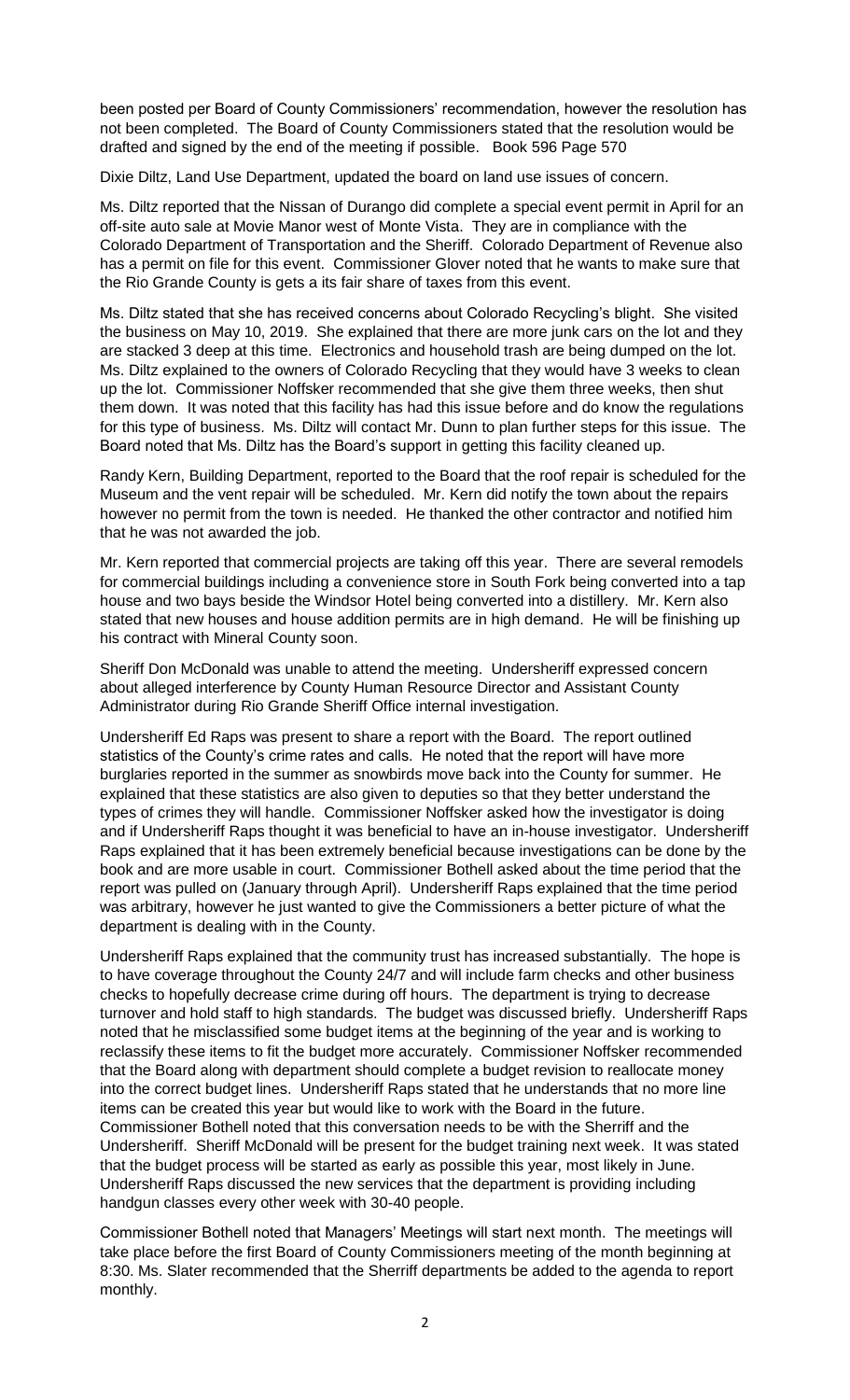been posted per Board of County Commissioners' recommendation, however the resolution has not been completed. The Board of County Commissioners stated that the resolution would be drafted and signed by the end of the meeting if possible. Book 596 Page 570

Dixie Diltz, Land Use Department, updated the board on land use issues of concern.

Ms. Diltz reported that the Nissan of Durango did complete a special event permit in April for an off-site auto sale at Movie Manor west of Monte Vista. They are in compliance with the Colorado Department of Transportation and the Sheriff. Colorado Department of Revenue also has a permit on file for this event. Commissioner Glover noted that he wants to make sure that the Rio Grande County is gets a its fair share of taxes from this event.

Ms. Diltz stated that she has received concerns about Colorado Recycling's blight. She visited the business on May 10, 2019. She explained that there are more junk cars on the lot and they are stacked 3 deep at this time. Electronics and household trash are being dumped on the lot. Ms. Diltz explained to the owners of Colorado Recycling that they would have 3 weeks to clean up the lot. Commissioner Noffsker recommended that she give them three weeks, then shut them down. It was noted that this facility has had this issue before and do know the regulations for this type of business. Ms. Diltz will contact Mr. Dunn to plan further steps for this issue. The Board noted that Ms. Diltz has the Board's support in getting this facility cleaned up.

Randy Kern, Building Department, reported to the Board that the roof repair is scheduled for the Museum and the vent repair will be scheduled. Mr. Kern did notify the town about the repairs however no permit from the town is needed. He thanked the other contractor and notified him that he was not awarded the job.

Mr. Kern reported that commercial projects are taking off this year. There are several remodels for commercial buildings including a convenience store in South Fork being converted into a tap house and two bays beside the Windsor Hotel being converted into a distillery. Mr. Kern also stated that new houses and house addition permits are in high demand. He will be finishing up his contract with Mineral County soon.

Sheriff Don McDonald was unable to attend the meeting. Undersheriff expressed concern about alleged interference by County Human Resource Director and Assistant County Administrator during Rio Grande Sheriff Office internal investigation.

Undersheriff Ed Raps was present to share a report with the Board. The report outlined statistics of the County's crime rates and calls. He noted that the report will have more burglaries reported in the summer as snowbirds move back into the County for summer. He explained that these statistics are also given to deputies so that they better understand the types of crimes they will handle. Commissioner Noffsker asked how the investigator is doing and if Undersheriff Raps thought it was beneficial to have an in-house investigator. Undersheriff Raps explained that it has been extremely beneficial because investigations can be done by the book and are more usable in court. Commissioner Bothell asked about the time period that the report was pulled on (January through April). Undersheriff Raps explained that the time period was arbitrary, however he just wanted to give the Commissioners a better picture of what the department is dealing with in the County.

Undersheriff Raps explained that the community trust has increased substantially. The hope is to have coverage throughout the County 24/7 and will include farm checks and other business checks to hopefully decrease crime during off hours. The department is trying to decrease turnover and hold staff to high standards. The budget was discussed briefly. Undersheriff Raps noted that he misclassified some budget items at the beginning of the year and is working to reclassify these items to fit the budget more accurately. Commissioner Noffsker recommended that the Board along with department should complete a budget revision to reallocate money into the correct budget lines. Undersheriff Raps stated that he understands that no more line items can be created this year but would like to work with the Board in the future. Commissioner Bothell noted that this conversation needs to be with the Sherriff and the Undersheriff. Sheriff McDonald will be present for the budget training next week. It was stated that the budget process will be started as early as possible this year, most likely in June. Undersheriff Raps discussed the new services that the department is providing including handgun classes every other week with 30-40 people.

Commissioner Bothell noted that Managers' Meetings will start next month. The meetings will take place before the first Board of County Commissioners meeting of the month beginning at 8:30. Ms. Slater recommended that the Sherriff departments be added to the agenda to report monthly.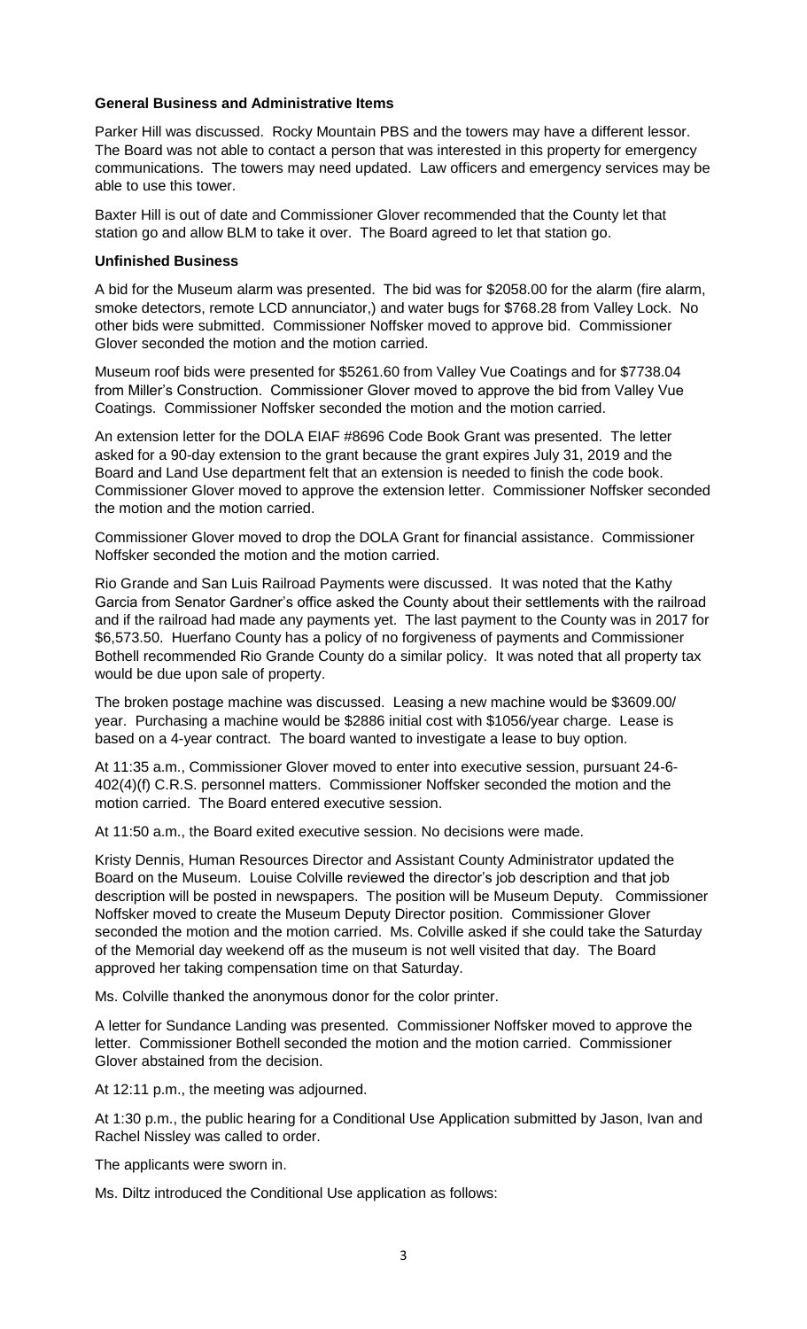**General Business and Administrative Items**

Parker Hill was discussed. Rocky Mountain PBS and the towers may have a different lessor. The Board was not able to contact a person that was interested in this property for emergency communications. The towers may need updated. Law officers and emergency services may be able to use this tower.

Baxter Hill is out of date and Commissioner Glover recommended that the County let that station go and allow BLM to take it over. The Board agreed to let that station go.

**Unfinished Business**

A bid for the Museum alarm was presented. The bid was for $2058.00 for the alarm (fire alarm, smoke detectors, remote LCD annunciator,) and water bugs for $768.28 from Valley Lock. No other bids were submitted. Commissioner Noffsker moved to approve bid. Commissioner Glover seconded the motion and the motion carried.

Museum roof bids were presented for $5261.60 from Valley Vue Coatings and for $7738.04 from Miller's Construction. Commissioner Glover moved to approve the bid from Valley Vue Coatings. Commissioner Noffsker seconded the motion and the motion carried.

An extension letter for the DOLA EIAF #8696 Code Book Grant was presented. The letter asked for a 90-day extension to the grant because the grant expires July 31, 2019 and the Board and Land Use department felt that an extension is needed to finish the code book. Commissioner Glover moved to approve the extension letter. Commissioner Noffsker seconded the motion and the motion carried.

Commissioner Glover moved to drop the DOLA Grant for financial assistance. Commissioner Noffsker seconded the motion and the motion carried.

Rio Grande and San Luis Railroad Payments were discussed. It was noted that the Kathy Garcia from Senator Gardner's office asked the County about their settlements with the railroad and if the railroad had made any payments yet. The last payment to the County was in 2017 for $6,573.50. Huerfano County has a policy of no forgiveness of payments and Commissioner Bothell recommended Rio Grande County do a similar policy. It was noted that all property tax would be due upon sale of property.

The broken postage machine was discussed. Leasing a new machine would be $3609.00/ year. Purchasing a machine would be $2886 initial cost with $1056/year charge. Lease is based on a 4-year contract. The board wanted to investigate a lease to buy option.

At 11:35 a.m., Commissioner Glover moved to enter into executive session, pursuant 24-6-402(4)(f) C.R.S. personnel matters. Commissioner Noffsker seconded the motion and the motion carried. The Board entered executive session.

At 11:50 a.m., the Board exited executive session. No decisions were made.

Kristy Dennis, Human Resources Director and Assistant County Administrator updated the Board on the Museum. Louise Colville reviewed the director's job description and that job description will be posted in newspapers. The position will be Museum Deputy. Commissioner Noffsker moved to create the Museum Deputy Director position. Commissioner Glover seconded the motion and the motion carried. Ms. Colville asked if she could take the Saturday of the Memorial day weekend off as the museum is not well visited that day. The Board approved her taking compensation time on that Saturday.

Ms. Colville thanked the anonymous donor for the color printer.

A letter for Sundance Landing was presented. Commissioner Noffsker moved to approve the letter. Commissioner Bothell seconded the motion and the motion carried. Commissioner Glover abstained from the decision.

At 12:11 p.m., the meeting was adjourned.

At 1:30 p.m., the public hearing for a Conditional Use Application submitted by Jason, Ivan and Rachel Nissley was called to order.

The applicants were sworn in.

Ms. Diltz introduced the Conditional Use application as follows: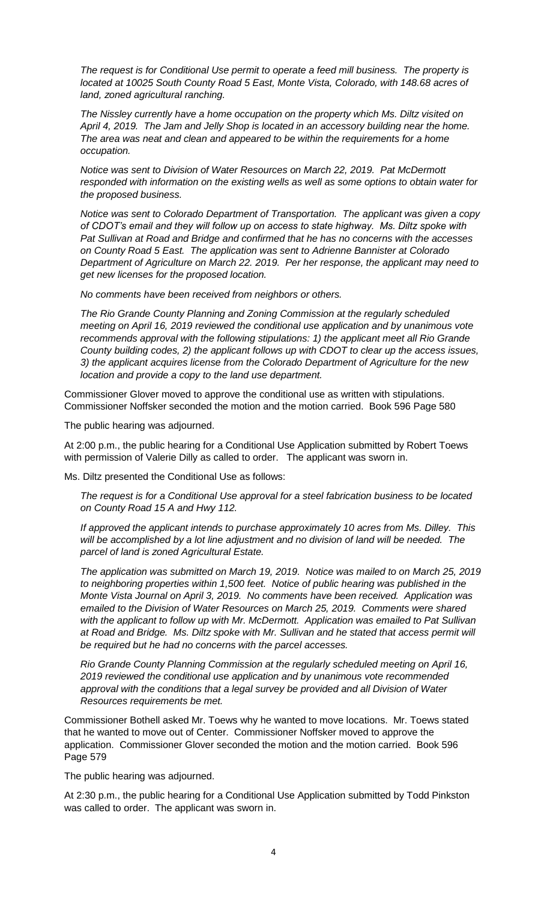*The request is for Conditional Use permit to operate a feed mill business. The property is located at 10025 South County Road 5 East, Monte Vista, Colorado, with 148.68 acres of land, zoned agricultural ranching.*

*The Nissley currently have a home occupation on the property which Ms. Diltz visited on April 4, 2019. The Jam and Jelly Shop is located in an accessory building near the home. The area was neat and clean and appeared to be within the requirements for a home occupation.*

*Notice was sent to Division of Water Resources on March 22, 2019. Pat McDermott responded with information on the existing wells as well as some options to obtain water for the proposed business.*

*Notice was sent to Colorado Department of Transportation. The applicant was given a copy of CDOT's email and they will follow up on access to state highway. Ms. Diltz spoke with Pat Sullivan at Road and Bridge and confirmed that he has no concerns with the accesses on County Road 5 East. The application was sent to Adrienne Bannister at Colorado Department of Agriculture on March 22. 2019. Per her response, the applicant may need to get new licenses for the proposed location.*

*No comments have been received from neighbors or others.*

*The Rio Grande County Planning and Zoning Commission at the regularly scheduled meeting on April 16, 2019 reviewed the conditional use application and by unanimous vote recommends approval with the following stipulations: 1) the applicant meet all Rio Grande County building codes, 2) the applicant follows up with CDOT to clear up the access issues, 3) the applicant acquires license from the Colorado Department of Agriculture for the new location and provide a copy to the land use department.*

Commissioner Glover moved to approve the conditional use as written with stipulations. Commissioner Noffsker seconded the motion and the motion carried. Book 596 Page 580

The public hearing was adjourned.

At 2:00 p.m., the public hearing for a Conditional Use Application submitted by Robert Toews with permission of Valerie Dilly as called to order. The applicant was sworn in.

Ms. Diltz presented the Conditional Use as follows:

*The request is for a Conditional Use approval for a steel fabrication business to be located on County Road 15 A and Hwy 112.*

*If approved the applicant intends to purchase approximately 10 acres from Ms. Dilley. This will be accomplished by a lot line adjustment and no division of land will be needed. The parcel of land is zoned Agricultural Estate.*

*The application was submitted on March 19, 2019. Notice was mailed to on March 25, 2019 to neighboring properties within 1,500 feet. Notice of public hearing was published in the Monte Vista Journal on April 3, 2019. No comments have been received. Application was emailed to the Division of Water Resources on March 25, 2019. Comments were shared with the applicant to follow up with Mr. McDermott. Application was emailed to Pat Sullivan at Road and Bridge. Ms. Diltz spoke with Mr. Sullivan and he stated that access permit will be required but he had no concerns with the parcel accesses.*

*Rio Grande County Planning Commission at the regularly scheduled meeting on April 16, 2019 reviewed the conditional use application and by unanimous vote recommended approval with the conditions that a legal survey be provided and all Division of Water Resources requirements be met.*

Commissioner Bothell asked Mr. Toews why he wanted to move locations. Mr. Toews stated that he wanted to move out of Center. Commissioner Noffsker moved to approve the application. Commissioner Glover seconded the motion and the motion carried. Book 596 Page 579

The public hearing was adjourned.

At 2:30 p.m., the public hearing for a Conditional Use Application submitted by Todd Pinkston was called to order. The applicant was sworn in.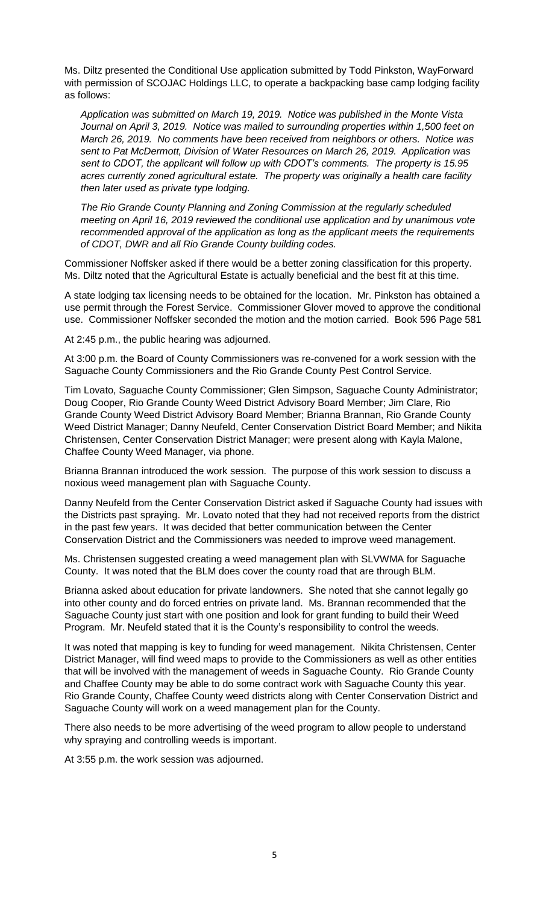Ms. Diltz presented the Conditional Use application submitted by Todd Pinkston, WayForward with permission of SCOJAC Holdings LLC, to operate a backpacking base camp lodging facility as follows:

> *Application was submitted on March 19, 2019. Notice was published in the Monte Vista Journal on April 3, 2019. Notice was mailed to surrounding properties within 1,500 feet on March 26, 2019. No comments have been received from neighbors or others. Notice was sent to Pat McDermott, Division of Water Resources on March 26, 2019. Application was sent to CDOT, the applicant will follow up with CDOT's comments. The property is 15.95 acres currently zoned agricultural estate. The property was originally a health care facility then later used as private type lodging.*
>
> *The Rio Grande County Planning and Zoning Commission at the regularly scheduled meeting on April 16, 2019 reviewed the conditional use application and by unanimous vote recommended approval of the application as long as the applicant meets the requirements of CDOT, DWR and all Rio Grande County building codes.*

Commissioner Noffsker asked if there would be a better zoning classification for this property. Ms. Diltz noted that the Agricultural Estate is actually beneficial and the best fit at this time.

A state lodging tax licensing needs to be obtained for the location. Mr. Pinkston has obtained a use permit through the Forest Service. Commissioner Glover moved to approve the conditional use. Commissioner Noffsker seconded the motion and the motion carried. Book 596 Page 581

At 2:45 p.m., the public hearing was adjourned.

At 3:00 p.m. the Board of County Commissioners was re-convened for a work session with the Saguache County Commissioners and the Rio Grande County Pest Control Service.

Tim Lovato, Saguache County Commissioner; Glen Simpson, Saguache County Administrator; Doug Cooper, Rio Grande County Weed District Advisory Board Member; Jim Clare, Rio Grande County Weed District Advisory Board Member; Brianna Brannan, Rio Grande County Weed District Manager; Danny Neufeld, Center Conservation District Board Member; and Nikita Christensen, Center Conservation District Manager; were present along with Kayla Malone, Chaffee County Weed Manager, via phone.

Brianna Brannan introduced the work session. The purpose of this work session to discuss a noxious weed management plan with Saguache County.

Danny Neufeld from the Center Conservation District asked if Saguache County had issues with the Districts past spraying. Mr. Lovato noted that they had not received reports from the district in the past few years. It was decided that better communication between the Center Conservation District and the Commissioners was needed to improve weed management.

Ms. Christensen suggested creating a weed management plan with SLVWMA for Saguache County. It was noted that the BLM does cover the county road that are through BLM.

Brianna asked about education for private landowners. She noted that she cannot legally go into other county and do forced entries on private land. Ms. Brannan recommended that the Saguache County just start with one position and look for grant funding to build their Weed Program. Mr. Neufeld stated that it is the County's responsibility to control the weeds.

It was noted that mapping is key to funding for weed management. Nikita Christensen, Center District Manager, will find weed maps to provide to the Commissioners as well as other entities that will be involved with the management of weeds in Saguache County. Rio Grande County and Chaffee County may be able to do some contract work with Saguache County this year. Rio Grande County, Chaffee County weed districts along with Center Conservation District and Saguache County will work on a weed management plan for the County.

There also needs to be more advertising of the weed program to allow people to understand why spraying and controlling weeds is important.

At 3:55 p.m. the work session was adjourned.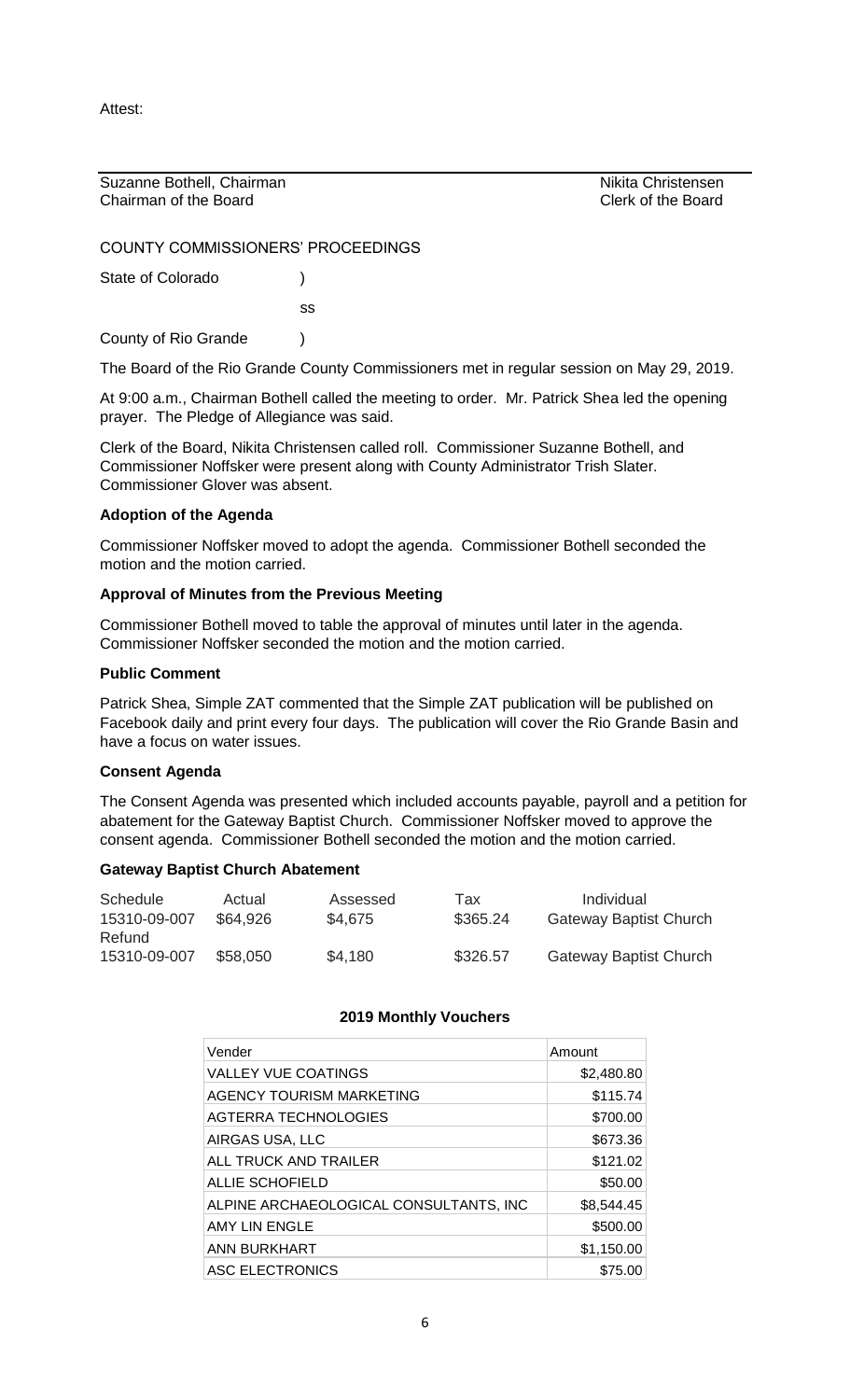Attest:

| Suzanne Bothell, Chairman | Nikita Christensen |
|---|---|
| Chairman of the Board | Clerk of the Board |

COUNTY COMMISSIONERS' PROCEEDINGS

State of Colorado )

ss

County of Rio Grande )

The Board of the Rio Grande County Commissioners met in regular session on May 29, 2019.

At 9:00 a.m., Chairman Bothell called the meeting to order. Mr. Patrick Shea led the opening prayer. The Pledge of Allegiance was said.

Clerk of the Board, Nikita Christensen called roll. Commissioner Suzanne Bothell, and Commissioner Noffsker were present along with County Administrator Trish Slater. Commissioner Glover was absent.

**Adoption of the Agenda**

Commissioner Noffsker moved to adopt the agenda. Commissioner Bothell seconded the motion and the motion carried.

**Approval of Minutes from the Previous Meeting**

Commissioner Bothell moved to table the approval of minutes until later in the agenda. Commissioner Noffsker seconded the motion and the motion carried.

**Public Comment**

Patrick Shea, Simple ZAT commented that the Simple ZAT publication will be published on Facebook daily and print every four days. The publication will cover the Rio Grande Basin and have a focus on water issues.

**Consent Agenda**

The Consent Agenda was presented which included accounts payable, payroll and a petition for abatement for the Gateway Baptist Church. Commissioner Noffsker moved to approve the consent agenda. Commissioner Bothell seconded the motion and the motion carried.

**Gateway Baptist Church Abatement**

| Schedule | Actual | Assessed | Tax | Individual |
|---|---|---|---|---|
| 15310-09-007 | $64,926 | $4,675 | $365.24 | Gateway Baptist Church |
| Refund | | | | |
| 15310-09-007 | $58,050 | $4,180 | $326.57 | Gateway Baptist Church |

**2019 Monthly Vouchers**

| Vender | Amount |
|---|---|
| VALLEY VUE COATINGS | $2,480.80 |
| AGENCY TOURISM MARKETING | $115.74 |
| AGTERRA TECHNOLOGIES | $700.00 |
| AIRGAS USA, LLC | $673.36 |
| ALL TRUCK AND TRAILER | $121.02 |
| ALLIE SCHOFIELD | $50.00 |
| ALPINE ARCHAEOLOGICAL CONSULTANTS, INC | $8,544.45 |
| AMY LIN ENGLE | $500.00 |
| ANN BURKHART | $1,150.00 |
| ASC ELECTRONICS | $75.00 |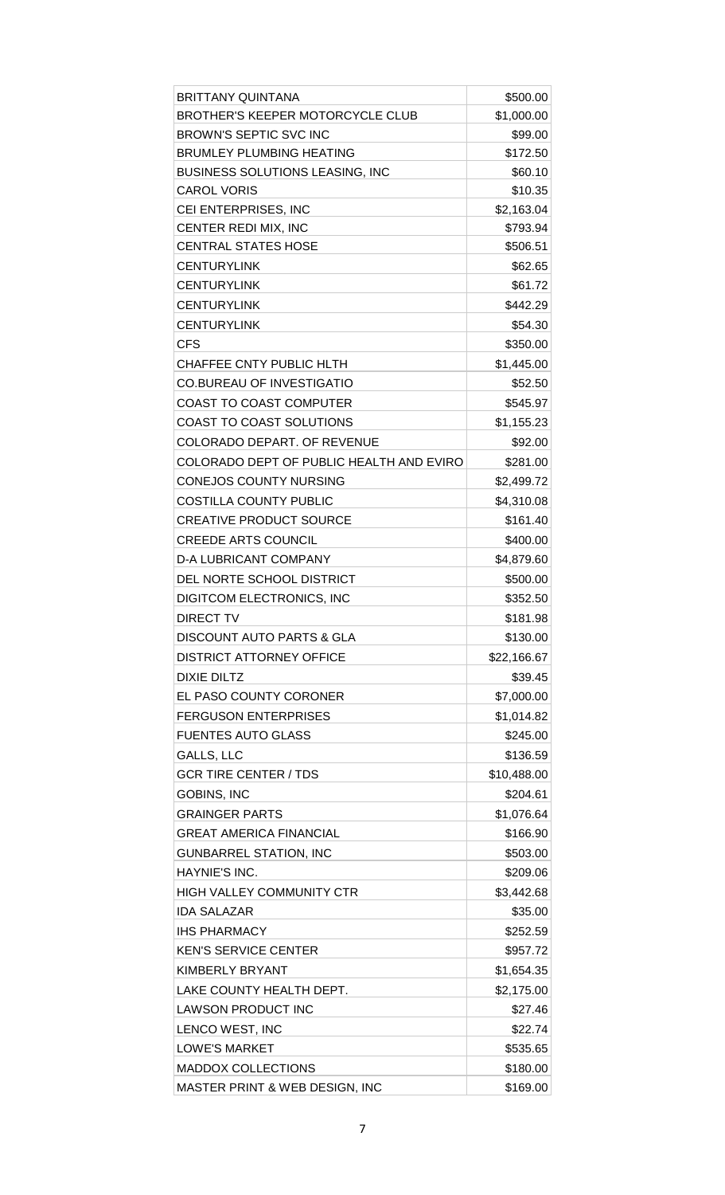| | |
|---|---|
| BRITTANY QUINTANA | $500.00 |
| BROTHER'S KEEPER MOTORCYCLE CLUB | $1,000.00 |
| BROWN'S SEPTIC SVC INC | $99.00 |
| BRUMLEY PLUMBING HEATING | $172.50 |
| BUSINESS SOLUTIONS LEASING, INC | $60.10 |
| CAROL VORIS | $10.35 |
| CEI ENTERPRISES, INC | $2,163.04 |
| CENTER REDI MIX, INC | $793.94 |
| CENTRAL STATES HOSE | $506.51 |
| CENTURYLINK | $62.65 |
| CENTURYLINK | $61.72 |
| CENTURYLINK | $442.29 |
| CENTURYLINK | $54.30 |
| CFS | $350.00 |
| CHAFFEE CNTY PUBLIC HLTH | $1,445.00 |
| CO.BUREAU OF INVESTIGATIO | $52.50 |
| COAST TO COAST COMPUTER | $545.97 |
| COAST TO COAST SOLUTIONS | $1,155.23 |
| COLORADO DEPART. OF REVENUE | $92.00 |
| COLORADO DEPT OF PUBLIC HEALTH AND EVIRO | $281.00 |
| CONEJOS COUNTY NURSING | $2,499.72 |
| COSTILLA COUNTY PUBLIC | $4,310.08 |
| CREATIVE PRODUCT SOURCE | $161.40 |
| CREEDE ARTS COUNCIL | $400.00 |
| D-A LUBRICANT COMPANY | $4,879.60 |
| DEL NORTE SCHOOL DISTRICT | $500.00 |
| DIGITCOM ELECTRONICS, INC | $352.50 |
| DIRECT TV | $181.98 |
| DISCOUNT AUTO PARTS & GLA | $130.00 |
| DISTRICT ATTORNEY OFFICE | $22,166.67 |
| DIXIE DILTZ | $39.45 |
| EL PASO COUNTY CORONER | $7,000.00 |
| FERGUSON ENTERPRISES | $1,014.82 |
| FUENTES AUTO GLASS | $245.00 |
| GALLS, LLC | $136.59 |
| GCR TIRE CENTER / TDS | $10,488.00 |
| GOBINS, INC | $204.61 |
| GRAINGER PARTS | $1,076.64 |
| GREAT AMERICA FINANCIAL | $166.90 |
| GUNBARREL STATION, INC | $503.00 |
| HAYNIE'S INC. | $209.06 |
| HIGH VALLEY COMMUNITY CTR | $3,442.68 |
| IDA SALAZAR | $35.00 |
| IHS PHARMACY | $252.59 |
| KEN'S SERVICE CENTER | $957.72 |
| KIMBERLY BRYANT | $1,654.35 |
| LAKE COUNTY HEALTH DEPT. | $2,175.00 |
| LAWSON PRODUCT INC | $27.46 |
| LENCO WEST, INC | $22.74 |
| LOWE'S MARKET | $535.65 |
| MADDOX COLLECTIONS | $180.00 |
| MASTER PRINT & WEB DESIGN, INC | $169.00 |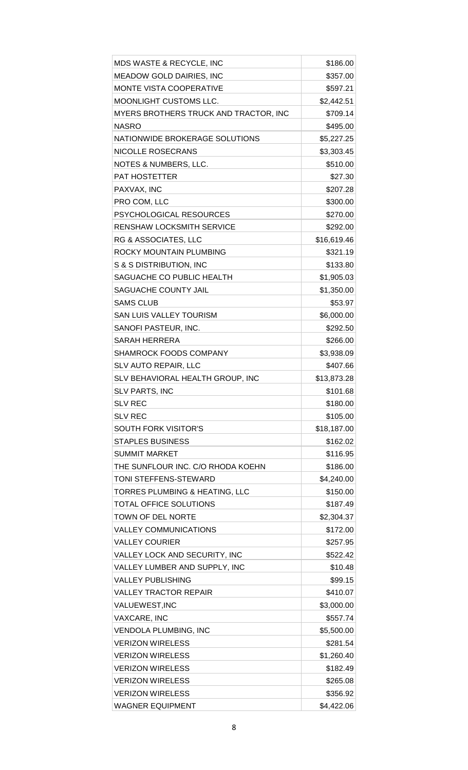| | |
|---|---|
| MDS WASTE & RECYCLE, INC | $186.00 |
| MEADOW GOLD DAIRIES, INC | $357.00 |
| MONTE VISTA COOPERATIVE | $597.21 |
| MOONLIGHT CUSTOMS LLC. | $2,442.51 |
| MYERS BROTHERS TRUCK AND TRACTOR, INC | $709.14 |
| NASRO | $495.00 |
| NATIONWIDE BROKERAGE SOLUTIONS | $5,227.25 |
| NICOLLE ROSECRANS | $3,303.45 |
| NOTES & NUMBERS, LLC. | $510.00 |
| PAT HOSTETTER | $27.30 |
| PAXVAX, INC | $207.28 |
| PRO COM, LLC | $300.00 |
| PSYCHOLOGICAL RESOURCES | $270.00 |
| RENSHAW LOCKSMITH SERVICE | $292.00 |
| RG & ASSOCIATES, LLC | $16,619.46 |
| ROCKY MOUNTAIN PLUMBING | $321.19 |
| S & S DISTRIBUTION, INC | $133.80 |
| SAGUACHE CO PUBLIC HEALTH | $1,905.03 |
| SAGUACHE COUNTY JAIL | $1,350.00 |
| SAMS CLUB | $53.97 |
| SAN LUIS VALLEY TOURISM | $6,000.00 |
| SANOFI PASTEUR, INC. | $292.50 |
| SARAH HERRERA | $266.00 |
| SHAMROCK FOODS COMPANY | $3,938.09 |
| SLV AUTO REPAIR, LLC | $407.66 |
| SLV BEHAVIORAL HEALTH GROUP, INC | $13,873.28 |
| SLV PARTS, INC | $101.68 |
| SLV REC | $180.00 |
| SLV REC | $105.00 |
| SOUTH FORK VISITOR'S | $18,187.00 |
| STAPLES BUSINESS | $162.02 |
| SUMMIT MARKET | $116.95 |
| THE SUNFLOUR INC. C/O RHODA KOEHN | $186.00 |
| TONI STEFFENS-STEWARD | $4,240.00 |
| TORRES PLUMBING & HEATING, LLC | $150.00 |
| TOTAL OFFICE SOLUTIONS | $187.49 |
| TOWN OF DEL NORTE | $2,304.37 |
| VALLEY COMMUNICATIONS | $172.00 |
| VALLEY COURIER | $257.95 |
| VALLEY LOCK AND SECURITY, INC | $522.42 |
| VALLEY LUMBER AND SUPPLY, INC | $10.48 |
| VALLEY PUBLISHING | $99.15 |
| VALLEY TRACTOR REPAIR | $410.07 |
| VALUEWEST,INC | $3,000.00 |
| VAXCARE, INC | $557.74 |
| VENDOLA PLUMBING, INC | $5,500.00 |
| VERIZON WIRELESS | $281.54 |
| VERIZON WIRELESS | $1,260.40 |
| VERIZON WIRELESS | $182.49 |
| VERIZON WIRELESS | $265.08 |
| VERIZON WIRELESS | $356.92 |
| WAGNER EQUIPMENT | $4,422.06 |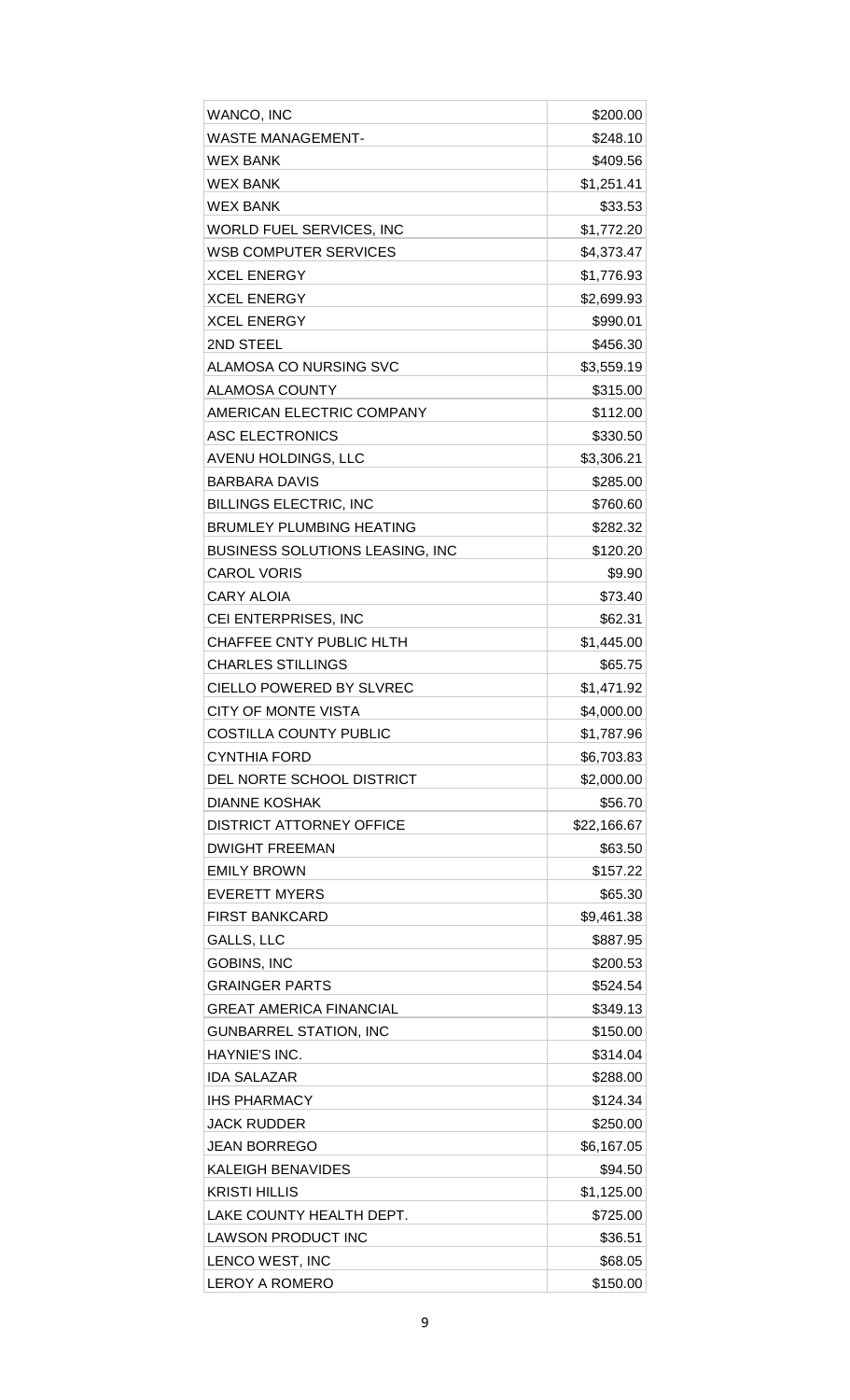| | |
|---|---|
| WANCO, INC | \$200.00 |
| WASTE MANAGEMENT- | \$248.10 |
| WEX BANK | \$409.56 |
| WEX BANK | \$1,251.41 |
| WEX BANK | \$33.53 |
| WORLD FUEL SERVICES, INC | \$1,772.20 |
| WSB COMPUTER SERVICES | \$4,373.47 |
| XCEL ENERGY | \$1,776.93 |
| XCEL ENERGY | \$2,699.93 |
| XCEL ENERGY | \$990.01 |
| 2ND STEEL | \$456.30 |
| ALAMOSA CO NURSING SVC | \$3,559.19 |
| ALAMOSA COUNTY | \$315.00 |
| AMERICAN ELECTRIC COMPANY | \$112.00 |
| ASC ELECTRONICS | \$330.50 |
| AVENU HOLDINGS, LLC | \$3,306.21 |
| BARBARA DAVIS | \$285.00 |
| BILLINGS ELECTRIC, INC | \$760.60 |
| BRUMLEY PLUMBING HEATING | \$282.32 |
| BUSINESS SOLUTIONS LEASING, INC | \$120.20 |
| CAROL VORIS | \$9.90 |
| CARY ALOIA | \$73.40 |
| CEI ENTERPRISES, INC | \$62.31 |
| CHAFFEE CNTY PUBLIC HLTH | \$1,445.00 |
| CHARLES STILLINGS | \$65.75 |
| CIELLO POWERED BY SLVREC | \$1,471.92 |
| CITY OF MONTE VISTA | \$4,000.00 |
| COSTILLA COUNTY PUBLIC | \$1,787.96 |
| CYNTHIA FORD | \$6,703.83 |
| DEL NORTE SCHOOL DISTRICT | \$2,000.00 |
| DIANNE KOSHAK | \$56.70 |
| DISTRICT ATTORNEY OFFICE | \$22,166.67 |
| DWIGHT FREEMAN | \$63.50 |
| EMILY BROWN | \$157.22 |
| EVERETT MYERS | \$65.30 |
| FIRST BANKCARD | \$9,461.38 |
| GALLS, LLC | \$887.95 |
| GOBINS, INC | \$200.53 |
| GRAINGER PARTS | \$524.54 |
| GREAT AMERICA FINANCIAL | \$349.13 |
| GUNBARREL STATION, INC | \$150.00 |
| HAYNIE'S INC. | \$314.04 |
| IDA SALAZAR | \$288.00 |
| IHS PHARMACY | \$124.34 |
| JACK RUDDER | \$250.00 |
| JEAN BORREGO | \$6,167.05 |
| KALEIGH BENAVIDES | \$94.50 |
| KRISTI HILLIS | \$1,125.00 |
| LAKE COUNTY HEALTH DEPT. | \$725.00 |
| LAWSON PRODUCT INC | \$36.51 |
| LENCO WEST, INC | \$68.05 |
| LEROY A ROMERO | \$150.00 |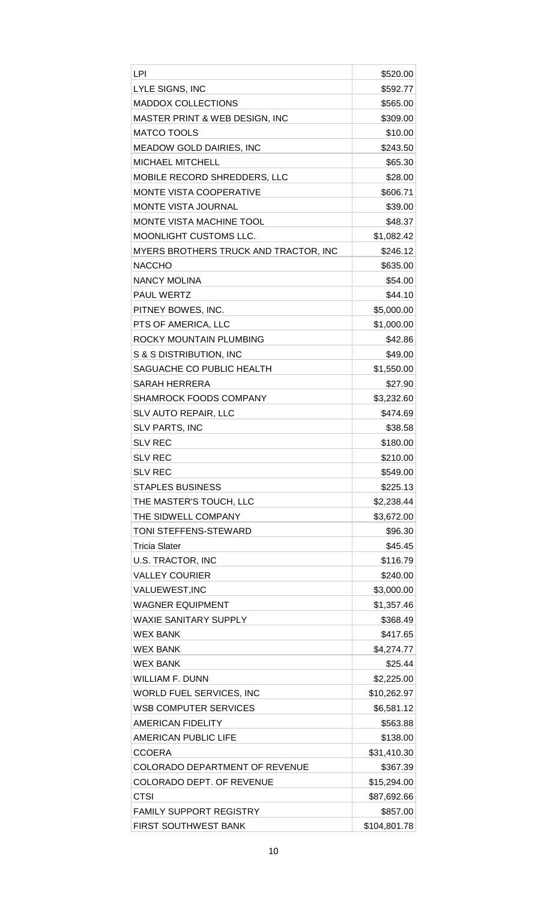| | |
|---|---|
| LPI | $520.00 |
| LYLE SIGNS, INC | $592.77 |
| MADDOX COLLECTIONS | $565.00 |
| MASTER PRINT & WEB DESIGN, INC | $309.00 |
| MATCO TOOLS | $10.00 |
| MEADOW GOLD DAIRIES, INC | $243.50 |
| MICHAEL MITCHELL | $65.30 |
| MOBILE RECORD SHREDDERS, LLC | $28.00 |
| MONTE VISTA COOPERATIVE | $606.71 |
| MONTE VISTA JOURNAL | $39.00 |
| MONTE VISTA MACHINE TOOL | $48.37 |
| MOONLIGHT CUSTOMS LLC. | $1,082.42 |
| MYERS BROTHERS TRUCK AND TRACTOR, INC | $246.12 |
| NACCHO | $635.00 |
| NANCY MOLINA | $54.00 |
| PAUL WERTZ | $44.10 |
| PITNEY BOWES, INC. | $5,000.00 |
| PTS OF AMERICA, LLC | $1,000.00 |
| ROCKY MOUNTAIN PLUMBING | $42.86 |
| S & S DISTRIBUTION, INC | $49.00 |
| SAGUACHE CO PUBLIC HEALTH | $1,550.00 |
| SARAH HERRERA | $27.90 |
| SHAMROCK FOODS COMPANY | $3,232.60 |
| SLV AUTO REPAIR, LLC | $474.69 |
| SLV PARTS, INC | $38.58 |
| SLV REC | $180.00 |
| SLV REC | $210.00 |
| SLV REC | $549.00 |
| STAPLES BUSINESS | $225.13 |
| THE MASTER'S TOUCH, LLC | $2,238.44 |
| THE SIDWELL COMPANY | $3,672.00 |
| TONI STEFFENS-STEWARD | $96.30 |
| Tricia Slater | $45.45 |
| U.S. TRACTOR, INC | $116.79 |
| VALLEY COURIER | $240.00 |
| VALUEWEST,INC | $3,000.00 |
| WAGNER EQUIPMENT | $1,357.46 |
| WAXIE SANITARY SUPPLY | $368.49 |
| WEX BANK | $417.65 |
| WEX BANK | $4,274.77 |
| WEX BANK | $25.44 |
| WILLIAM F. DUNN | $2,225.00 |
| WORLD FUEL SERVICES, INC | $10,262.97 |
| WSB COMPUTER SERVICES | $6,581.12 |
| AMERICAN FIDELITY | $563.88 |
| AMERICAN PUBLIC LIFE | $138.00 |
| CCOERA | $31,410.30 |
| COLORADO DEPARTMENT OF REVENUE | $367.39 |
| COLORADO DEPT. OF REVENUE | $15,294.00 |
| CTSI | $87,692.66 |
| FAMILY SUPPORT REGISTRY | $857.00 |
| FIRST SOUTHWEST BANK | $104,801.78 |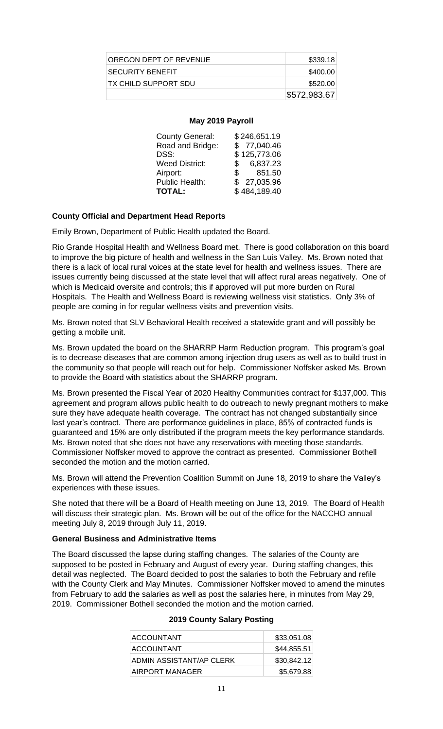| | |
|---|---|
| OREGON DEPT OF REVENUE | $339.18 |
| SECURITY BENEFIT | $400.00 |
| TX CHILD SUPPORT SDU | $520.00 |
| | $572,983.67 |

**May 2019 Payroll**

| | |
|---|---|
| County General: | $ 246,651.19 |
| Road and Bridge: | $ 77,040.46 |
| DSS: | $ 125,773.06 |
| Weed District: | $ 6,837.23 |
| Airport: | $ 851.50 |
| Public Health: | $ 27,035.96 |
| **TOTAL:** | $ 484,189.40 |

**County Official and Department Head Reports**

Emily Brown, Department of Public Health updated the Board.

Rio Grande Hospital Health and Wellness Board met. There is good collaboration on this board to improve the big picture of health and wellness in the San Luis Valley. Ms. Brown noted that there is a lack of local rural voices at the state level for health and wellness issues. There are issues currently being discussed at the state level that will affect rural areas negatively. One of which is Medicaid oversite and controls; this if approved will put more burden on Rural Hospitals. The Health and Wellness Board is reviewing wellness visit statistics. Only 3% of people are coming in for regular wellness visits and prevention visits.

Ms. Brown noted that SLV Behavioral Health received a statewide grant and will possibly be getting a mobile unit.

Ms. Brown updated the board on the SHARRP Harm Reduction program. This program's goal is to decrease diseases that are common among injection drug users as well as to build trust in the community so that people will reach out for help. Commissioner Noffsker asked Ms. Brown to provide the Board with statistics about the SHARRP program.

Ms. Brown presented the Fiscal Year of 2020 Healthy Communities contract for $137,000. This agreement and program allows public health to do outreach to newly pregnant mothers to make sure they have adequate health coverage. The contract has not changed substantially since last year's contract. There are performance guidelines in place, 85% of contracted funds is guaranteed and 15% are only distributed if the program meets the key performance standards. Ms. Brown noted that she does not have any reservations with meeting those standards. Commissioner Noffsker moved to approve the contract as presented. Commissioner Bothell seconded the motion and the motion carried.

Ms. Brown will attend the Prevention Coalition Summit on June 18, 2019 to share the Valley's experiences with these issues.

She noted that there will be a Board of Health meeting on June 13, 2019. The Board of Health will discuss their strategic plan. Ms. Brown will be out of the office for the NACCHO annual meeting July 8, 2019 through July 11, 2019.

**General Business and Administrative Items**

The Board discussed the lapse during staffing changes. The salaries of the County are supposed to be posted in February and August of every year. During staffing changes, this detail was neglected. The Board decided to post the salaries to both the February and refile with the County Clerk and May Minutes. Commissioner Noffsker moved to amend the minutes from February to add the salaries as well as post the salaries here, in minutes from May 29, 2019. Commissioner Bothell seconded the motion and the motion carried.

**2019 County Salary Posting**

| | |
|---|---|
| ACCOUNTANT | $33,051.08 |
| ACCOUNTANT | $44,855.51 |
| ADMIN ASSISTANT/AP CLERK | $30,842.12 |
| AIRPORT MANAGER | $5,679.88 |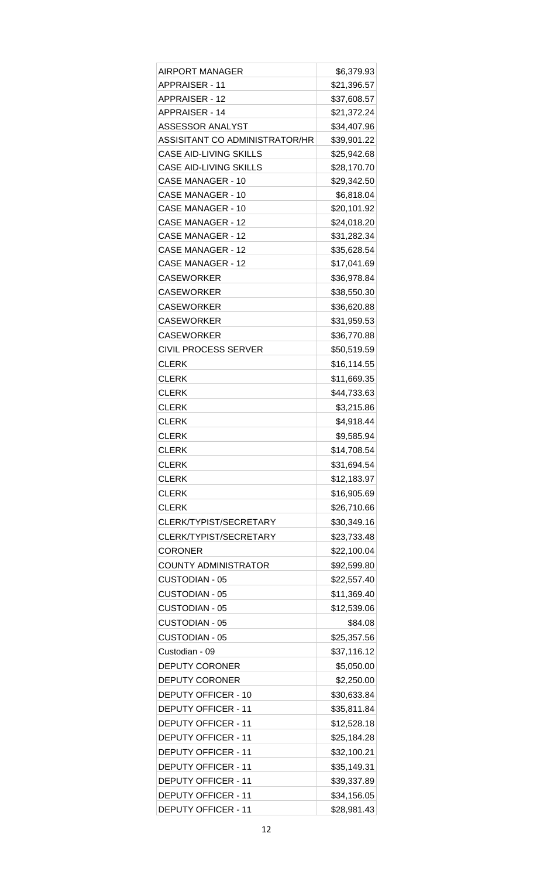| AIRPORT MANAGER | $6,379.93 |
|---|---|
| APPRAISER - 11 | $21,396.57 |
| APPRAISER - 12 | $37,608.57 |
| APPRAISER - 14 | $21,372.24 |
| ASSESSOR ANALYST | $34,407.96 |
| ASSISITANT CO ADMINISTRATOR/HR | $39,901.22 |
| CASE AID-LIVING SKILLS | $25,942.68 |
| CASE AID-LIVING SKILLS | $28,170.70 |
| CASE MANAGER - 10 | $29,342.50 |
| CASE MANAGER - 10 | $6,818.04 |
| CASE MANAGER - 10 | $20,101.92 |
| CASE MANAGER - 12 | $24,018.20 |
| CASE MANAGER - 12 | $31,282.34 |
| CASE MANAGER - 12 | $35,628.54 |
| CASE MANAGER - 12 | $17,041.69 |
| CASEWORKER | $36,978.84 |
| CASEWORKER | $38,550.30 |
| CASEWORKER | $36,620.88 |
| CASEWORKER | $31,959.53 |
| CASEWORKER | $36,770.88 |
| CIVIL PROCESS SERVER | $50,519.59 |
| CLERK | $16,114.55 |
| CLERK | $11,669.35 |
| CLERK | $44,733.63 |
| CLERK | $3,215.86 |
| CLERK | $4,918.44 |
| CLERK | $9,585.94 |
| CLERK | $14,708.54 |
| CLERK | $31,694.54 |
| CLERK | $12,183.97 |
| CLERK | $16,905.69 |
| CLERK | $26,710.66 |
| CLERK/TYPIST/SECRETARY | $30,349.16 |
| CLERK/TYPIST/SECRETARY | $23,733.48 |
| CORONER | $22,100.04 |
| COUNTY ADMINISTRATOR | $92,599.80 |
| CUSTODIAN - 05 | $22,557.40 |
| CUSTODIAN - 05 | $11,369.40 |
| CUSTODIAN - 05 | $12,539.06 |
| CUSTODIAN - 05 | $84.08 |
| CUSTODIAN - 05 | $25,357.56 |
| Custodian - 09 | $37,116.12 |
| DEPUTY CORONER | $5,050.00 |
| DEPUTY CORONER | $2,250.00 |
| DEPUTY OFFICER - 10 | $30,633.84 |
| DEPUTY OFFICER - 11 | $35,811.84 |
| DEPUTY OFFICER - 11 | $12,528.18 |
| DEPUTY OFFICER - 11 | $25,184.28 |
| DEPUTY OFFICER - 11 | $32,100.21 |
| DEPUTY OFFICER - 11 | $35,149.31 |
| DEPUTY OFFICER - 11 | $39,337.89 |
| DEPUTY OFFICER - 11 | $34,156.05 |
| DEPUTY OFFICER - 11 | $28,981.43 |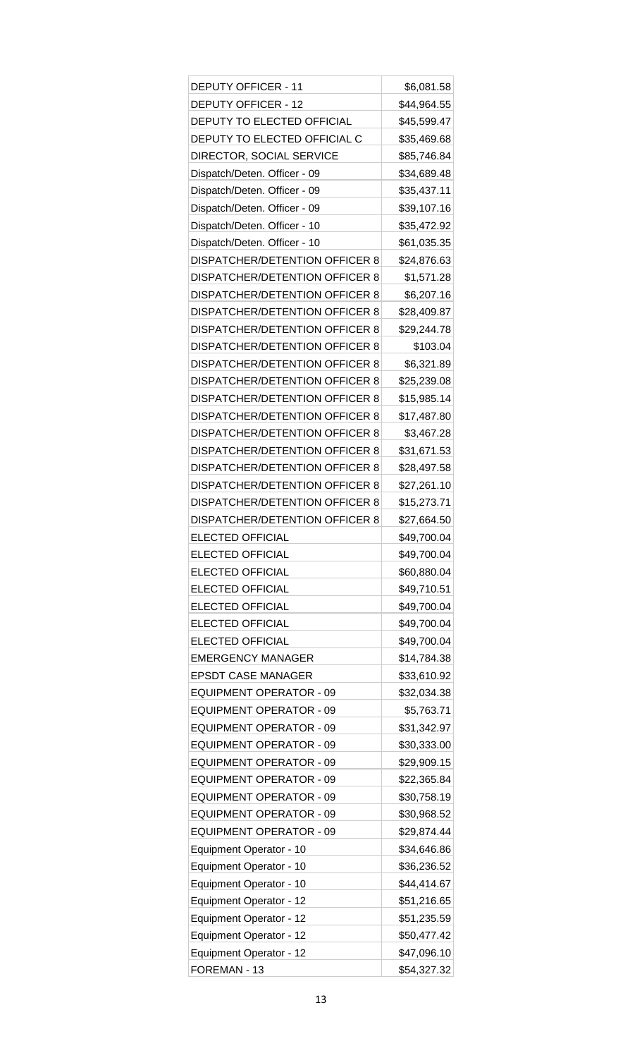| | |
|---|---|
| DEPUTY OFFICER - 11 | $6,081.58 |
| DEPUTY OFFICER - 12 | $44,964.55 |
| DEPUTY TO ELECTED OFFICIAL | $45,599.47 |
| DEPUTY TO ELECTED OFFICIAL C | $35,469.68 |
| DIRECTOR, SOCIAL SERVICE | $85,746.84 |
| Dispatch/Deten. Officer - 09 | $34,689.48 |
| Dispatch/Deten. Officer - 09 | $35,437.11 |
| Dispatch/Deten. Officer - 09 | $39,107.16 |
| Dispatch/Deten. Officer - 10 | $35,472.92 |
| Dispatch/Deten. Officer - 10 | $61,035.35 |
| DISPATCHER/DETENTION OFFICER 8 | $24,876.63 |
| DISPATCHER/DETENTION OFFICER 8 | $1,571.28 |
| DISPATCHER/DETENTION OFFICER 8 | $6,207.16 |
| DISPATCHER/DETENTION OFFICER 8 | $28,409.87 |
| DISPATCHER/DETENTION OFFICER 8 | $29,244.78 |
| DISPATCHER/DETENTION OFFICER 8 | $103.04 |
| DISPATCHER/DETENTION OFFICER 8 | $6,321.89 |
| DISPATCHER/DETENTION OFFICER 8 | $25,239.08 |
| DISPATCHER/DETENTION OFFICER 8 | $15,985.14 |
| DISPATCHER/DETENTION OFFICER 8 | $17,487.80 |
| DISPATCHER/DETENTION OFFICER 8 | $3,467.28 |
| DISPATCHER/DETENTION OFFICER 8 | $31,671.53 |
| DISPATCHER/DETENTION OFFICER 8 | $28,497.58 |
| DISPATCHER/DETENTION OFFICER 8 | $27,261.10 |
| DISPATCHER/DETENTION OFFICER 8 | $15,273.71 |
| DISPATCHER/DETENTION OFFICER 8 | $27,664.50 |
| ELECTED OFFICIAL | $49,700.04 |
| ELECTED OFFICIAL | $49,700.04 |
| ELECTED OFFICIAL | $60,880.04 |
| ELECTED OFFICIAL | $49,710.51 |
| ELECTED OFFICIAL | $49,700.04 |
| ELECTED OFFICIAL | $49,700.04 |
| ELECTED OFFICIAL | $49,700.04 |
| EMERGENCY MANAGER | $14,784.38 |
| EPSDT CASE MANAGER | $33,610.92 |
| EQUIPMENT OPERATOR - 09 | $32,034.38 |
| EQUIPMENT OPERATOR - 09 | $5,763.71 |
| EQUIPMENT OPERATOR - 09 | $31,342.97 |
| EQUIPMENT OPERATOR - 09 | $30,333.00 |
| EQUIPMENT OPERATOR - 09 | $29,909.15 |
| EQUIPMENT OPERATOR - 09 | $22,365.84 |
| EQUIPMENT OPERATOR - 09 | $30,758.19 |
| EQUIPMENT OPERATOR - 09 | $30,968.52 |
| EQUIPMENT OPERATOR - 09 | $29,874.44 |
| Equipment Operator - 10 | $34,646.86 |
| Equipment Operator - 10 | $36,236.52 |
| Equipment Operator - 10 | $44,414.67 |
| Equipment Operator - 12 | $51,216.65 |
| Equipment Operator - 12 | $51,235.59 |
| Equipment Operator - 12 | $50,477.42 |
| Equipment Operator - 12 | $47,096.10 |
| FOREMAN - 13 | $54,327.32 |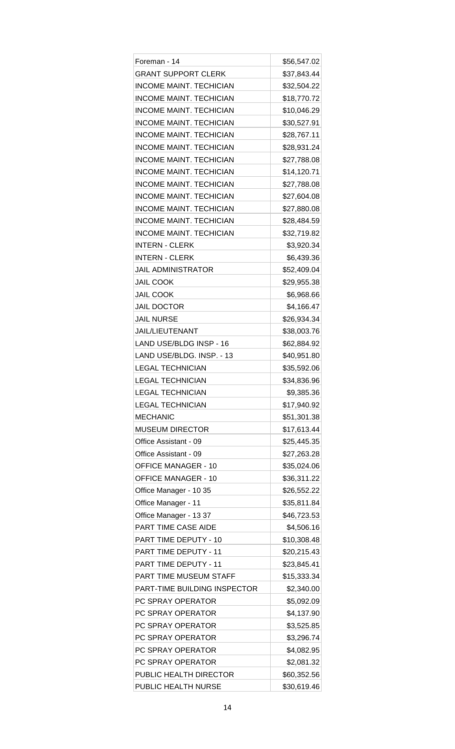| | |
|---|---|
| Foreman - 14 | $56,547.02 |
| GRANT SUPPORT CLERK | $37,843.44 |
| INCOME MAINT. TECHICIAN | $32,504.22 |
| INCOME MAINT. TECHICIAN | $18,770.72 |
| INCOME MAINT. TECHICIAN | $10,046.29 |
| INCOME MAINT. TECHICIAN | $30,527.91 |
| INCOME MAINT. TECHICIAN | $28,767.11 |
| INCOME MAINT. TECHICIAN | $28,931.24 |
| INCOME MAINT. TECHICIAN | $27,788.08 |
| INCOME MAINT. TECHICIAN | $14,120.71 |
| INCOME MAINT. TECHICIAN | $27,788.08 |
| INCOME MAINT. TECHICIAN | $27,604.08 |
| INCOME MAINT. TECHICIAN | $27,880.08 |
| INCOME MAINT. TECHICIAN | $28,484.59 |
| INCOME MAINT. TECHICIAN | $32,719.82 |
| INTERN - CLERK | $3,920.34 |
| INTERN - CLERK | $6,439.36 |
| JAIL ADMINISTRATOR | $52,409.04 |
| JAIL COOK | $29,955.38 |
| JAIL COOK | $6,968.66 |
| JAIL DOCTOR | $4,166.47 |
| JAIL NURSE | $26,934.34 |
| JAIL/LIEUTENANT | $38,003.76 |
| LAND USE/BLDG INSP - 16 | $62,884.92 |
| LAND USE/BLDG. INSP. - 13 | $40,951.80 |
| LEGAL TECHNICIAN | $35,592.06 |
| LEGAL TECHNICIAN | $34,836.96 |
| LEGAL TECHNICIAN | $9,385.36 |
| LEGAL TECHNICIAN | $17,940.92 |
| MECHANIC | $51,301.38 |
| MUSEUM DIRECTOR | $17,613.44 |
| Office Assistant - 09 | $25,445.35 |
| Office Assistant - 09 | $27,263.28 |
| OFFICE MANAGER - 10 | $35,024.06 |
| OFFICE MANAGER - 10 | $36,311.22 |
| Office Manager - 10 35 | $26,552.22 |
| Office Manager - 11 | $35,811.84 |
| Office Manager - 13 37 | $46,723.53 |
| PART TIME CASE AIDE | $4,506.16 |
| PART TIME DEPUTY - 10 | $10,308.48 |
| PART TIME DEPUTY - 11 | $20,215.43 |
| PART TIME DEPUTY - 11 | $23,845.41 |
| PART TIME MUSEUM STAFF | $15,333.34 |
| PART-TIME BUILDING INSPECTOR | $2,340.00 |
| PC SPRAY OPERATOR | $5,092.09 |
| PC SPRAY OPERATOR | $4,137.90 |
| PC SPRAY OPERATOR | $3,525.85 |
| PC SPRAY OPERATOR | $3,296.74 |
| PC SPRAY OPERATOR | $4,082.95 |
| PC SPRAY OPERATOR | $2,081.32 |
| PUBLIC HEALTH DIRECTOR | $60,352.56 |
| PUBLIC HEALTH NURSE | $30,619.46 |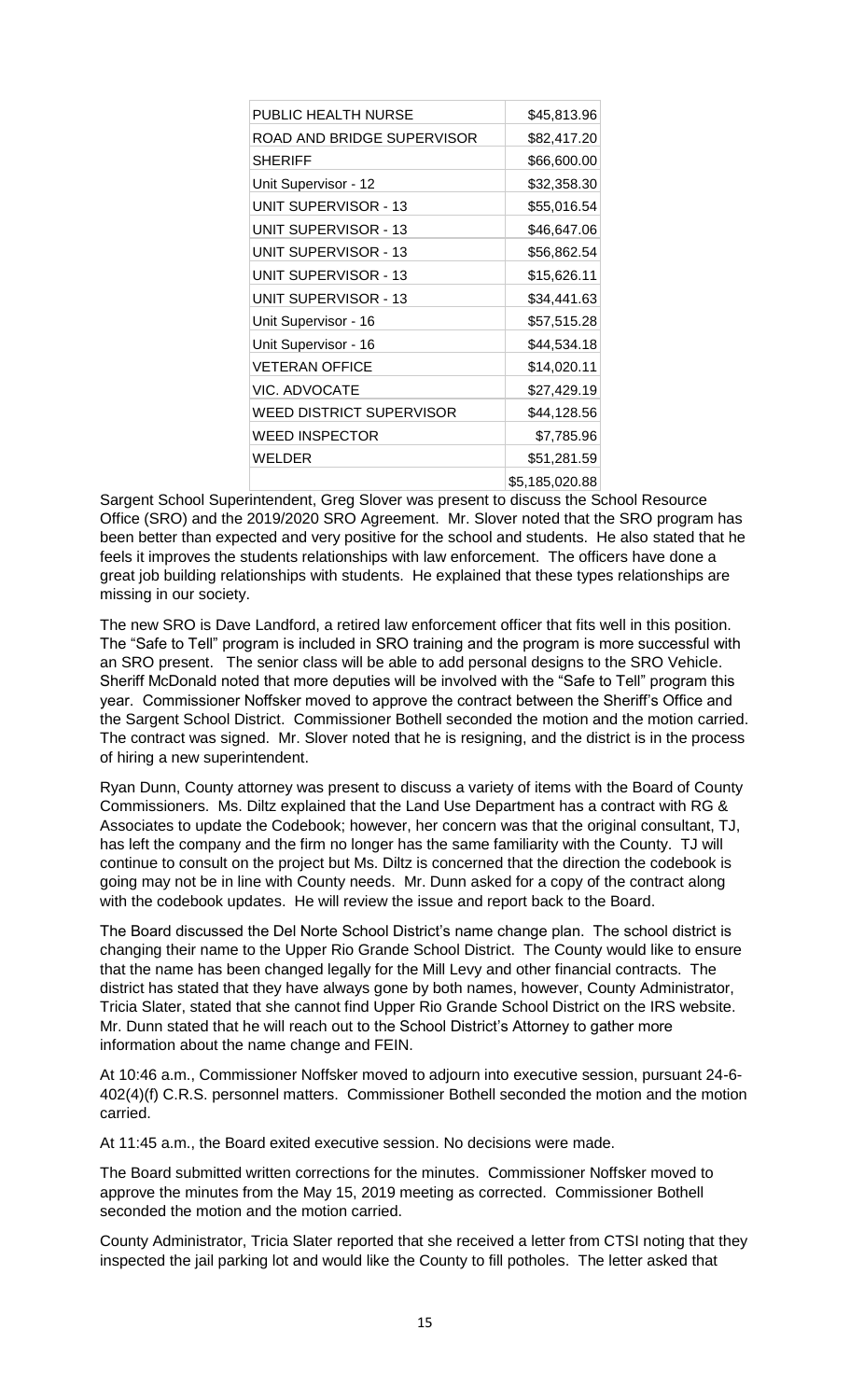| | |
|---|---|
| PUBLIC HEALTH NURSE | $45,813.96 |
| ROAD AND BRIDGE SUPERVISOR | $82,417.20 |
| SHERIFF | $66,600.00 |
| Unit Supervisor - 12 | $32,358.30 |
| UNIT SUPERVISOR - 13 | $55,016.54 |
| UNIT SUPERVISOR - 13 | $46,647.06 |
| UNIT SUPERVISOR - 13 | $56,862.54 |
| UNIT SUPERVISOR - 13 | $15,626.11 |
| UNIT SUPERVISOR - 13 | $34,441.63 |
| Unit Supervisor - 16 | $57,515.28 |
| Unit Supervisor - 16 | $44,534.18 |
| VETERAN OFFICE | $14,020.11 |
| VIC. ADVOCATE | $27,429.19 |
| WEED DISTRICT SUPERVISOR | $44,128.56 |
| WEED INSPECTOR | $7,785.96 |
| WELDER | $51,281.59 |
| | $5,185,020.88 |

Sargent School Superintendent, Greg Slover was present to discuss the School Resource Office (SRO) and the 2019/2020 SRO Agreement. Mr. Slover noted that the SRO program has been better than expected and very positive for the school and students. He also stated that he feels it improves the students relationships with law enforcement. The officers have done a great job building relationships with students. He explained that these types relationships are missing in our society.

The new SRO is Dave Landford, a retired law enforcement officer that fits well in this position. The "Safe to Tell" program is included in SRO training and the program is more successful with an SRO present. The senior class will be able to add personal designs to the SRO Vehicle. Sheriff McDonald noted that more deputies will be involved with the "Safe to Tell" program this year. Commissioner Noffsker moved to approve the contract between the Sheriff's Office and the Sargent School District. Commissioner Bothell seconded the motion and the motion carried. The contract was signed. Mr. Slover noted that he is resigning, and the district is in the process of hiring a new superintendent.

Ryan Dunn, County attorney was present to discuss a variety of items with the Board of County Commissioners. Ms. Diltz explained that the Land Use Department has a contract with RG & Associates to update the Codebook; however, her concern was that the original consultant, TJ, has left the company and the firm no longer has the same familiarity with the County. TJ will continue to consult on the project but Ms. Diltz is concerned that the direction the codebook is going may not be in line with County needs. Mr. Dunn asked for a copy of the contract along with the codebook updates. He will review the issue and report back to the Board.

The Board discussed the Del Norte School District's name change plan. The school district is changing their name to the Upper Rio Grande School District. The County would like to ensure that the name has been changed legally for the Mill Levy and other financial contracts. The district has stated that they have always gone by both names, however, County Administrator, Tricia Slater, stated that she cannot find Upper Rio Grande School District on the IRS website. Mr. Dunn stated that he will reach out to the School District's Attorney to gather more information about the name change and FEIN.

At 10:46 a.m., Commissioner Noffsker moved to adjourn into executive session, pursuant 24-6-402(4)(f) C.R.S. personnel matters. Commissioner Bothell seconded the motion and the motion carried.

At 11:45 a.m., the Board exited executive session. No decisions were made.

The Board submitted written corrections for the minutes. Commissioner Noffsker moved to approve the minutes from the May 15, 2019 meeting as corrected. Commissioner Bothell seconded the motion and the motion carried.

County Administrator, Tricia Slater reported that she received a letter from CTSI noting that they inspected the jail parking lot and would like the County to fill potholes. The letter asked that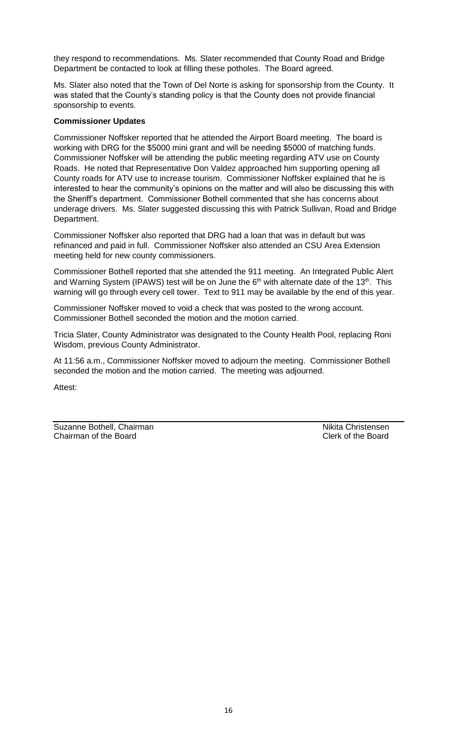they respond to recommendations. Ms. Slater recommended that County Road and Bridge Department be contacted to look at filling these potholes. The Board agreed.

Ms. Slater also noted that the Town of Del Norte is asking for sponsorship from the County. It was stated that the County's standing policy is that the County does not provide financial sponsorship to events.

**Commissioner Updates**

Commissioner Noffsker reported that he attended the Airport Board meeting. The board is working with DRG for the $5000 mini grant and will be needing $5000 of matching funds. Commissioner Noffsker will be attending the public meeting regarding ATV use on County Roads. He noted that Representative Don Valdez approached him supporting opening all County roads for ATV use to increase tourism. Commissioner Noffsker explained that he is interested to hear the community's opinions on the matter and will also be discussing this with the Sheriff's department. Commissioner Bothell commented that she has concerns about underage drivers. Ms. Slater suggested discussing this with Patrick Sullivan, Road and Bridge Department.

Commissioner Noffsker also reported that DRG had a loan that was in default but was refinanced and paid in full. Commissioner Noffsker also attended an CSU Area Extension meeting held for new county commissioners.

Commissioner Bothell reported that she attended the 911 meeting. An Integrated Public Alert and Warning System (IPAWS) test will be on June the 6th with alternate date of the 13th. This warning will go through every cell tower. Text to 911 may be available by the end of this year.

Commissioner Noffsker moved to void a check that was posted to the wrong account. Commissioner Bothell seconded the motion and the motion carried.

Tricia Slater, County Administrator was designated to the County Health Pool, replacing Roni Wisdom, previous County Administrator.

At 11:56 a.m., Commissioner Noffsker moved to adjourn the meeting. Commissioner Bothell seconded the motion and the motion carried. The meeting was adjourned.

Attest:

Suzanne Bothell, Chairman
Chairman of the Board

Nikita Christensen
Clerk of the Board